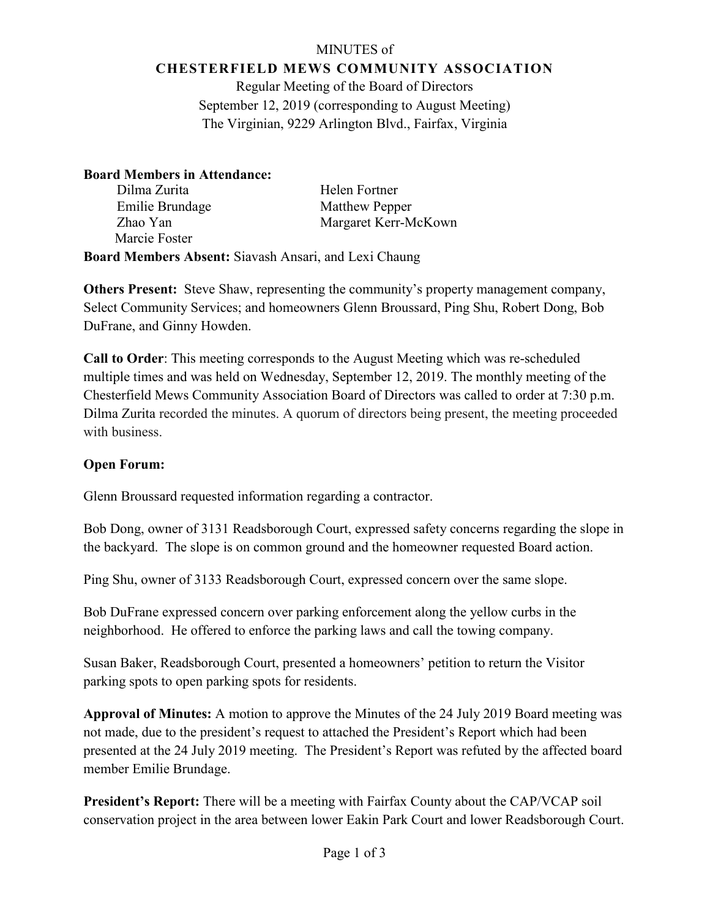MINUTES of

**CHESTERFIELD MEWS COMMUNITY ASSOCIATION**

Regular Meeting of the Board of Directors

September 12, 2019 (corresponding to August Meeting)

The Virginian, 9229 Arlington Blvd., Fairfax, Virginia

**Board Members in Attendance:**

Dilma Zurita
Emilie Brundage
Zhao Yan
Marcie Foster
Helen Fortner
Matthew Pepper
Margaret Kerr-McKown

**Board Members Absent:** Siavash Ansari, and Lexi Chaung

**Others Present:** Steve Shaw, representing the community's property management company, Select Community Services; and homeowners Glenn Broussard, Ping Shu, Robert Dong, Bob DuFrane, and Ginny Howden.

**Call to Order**: This meeting corresponds to the August Meeting which was re-scheduled multiple times and was held on Wednesday, September 12, 2019. The monthly meeting of the Chesterfield Mews Community Association Board of Directors was called to order at 7:30 p.m. Dilma Zurita recorded the minutes. A quorum of directors being present, the meeting proceeded with business.

**Open Forum:**

Glenn Broussard requested information regarding a contractor.

Bob Dong, owner of 3131 Readsborough Court, expressed safety concerns regarding the slope in the backyard. The slope is on common ground and the homeowner requested Board action.

Ping Shu, owner of 3133 Readsborough Court, expressed concern over the same slope.

Bob DuFrane expressed concern over parking enforcement along the yellow curbs in the neighborhood. He offered to enforce the parking laws and call the towing company.

Susan Baker, Readsborough Court, presented a homeowners' petition to return the Visitor parking spots to open parking spots for residents.

**Approval of Minutes:** A motion to approve the Minutes of the 24 July 2019 Board meeting was not made, due to the president's request to attached the President's Report which had been presented at the 24 July 2019 meeting. The President's Report was refuted by the affected board member Emilie Brundage.

**President's Report:** There will be a meeting with Fairfax County about the CAP/VCAP soil conservation project in the area between lower Eakin Park Court and lower Readsborough Court.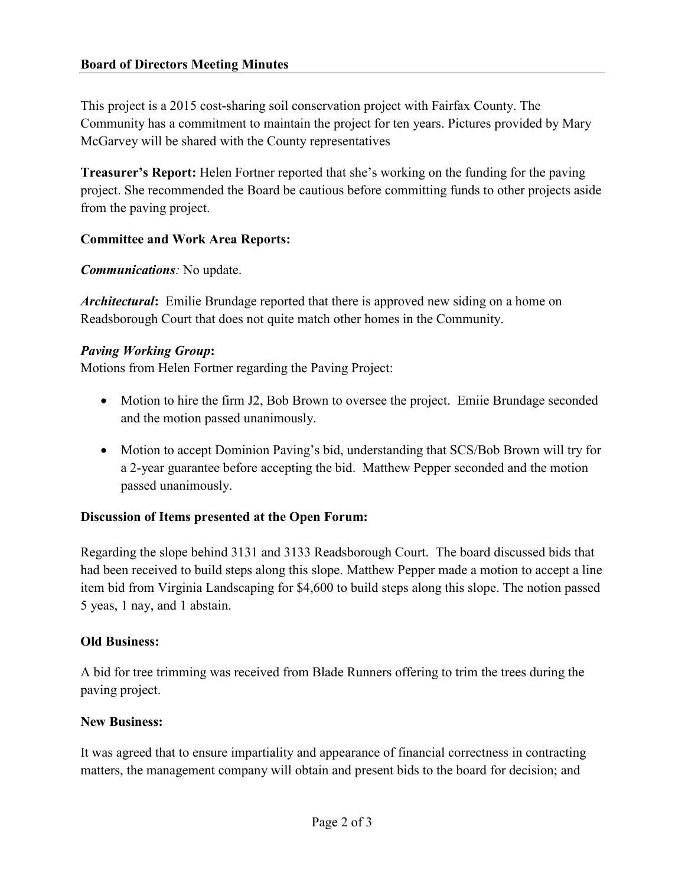This project is a 2015 cost-sharing soil conservation project with Fairfax County. The Community has a commitment to maintain the project for ten years. Pictures provided by Mary McGarvey will be shared with the County representatives

**Treasurer's Report:** Helen Fortner reported that she's working on the funding for the paving project. She recommended the Board be cautious before committing funds to other projects aside from the paving project.

**Committee and Work Area Reports:**

***Communications****:* No update.

***Architectural*****:** Emilie Brundage reported that there is approved new siding on a home on Readsborough Court that does not quite match other homes in the Community.

***Paving Working Group*****:**

Motions from Helen Fortner regarding the Paving Project:

- Motion to hire the firm J2, Bob Brown to oversee the project. Emiie Brundage seconded and the motion passed unanimously.
- Motion to accept Dominion Paving's bid, understanding that SCS/Bob Brown will try for a 2-year guarantee before accepting the bid. Matthew Pepper seconded and the motion passed unanimously.

**Discussion of Items presented at the Open Forum:**

Regarding the slope behind 3131 and 3133 Readsborough Court. The board discussed bids that had been received to build steps along this slope. Matthew Pepper made a motion to accept a line item bid from Virginia Landscaping for $4,600 to build steps along this slope. The notion passed 5 yeas, 1 nay, and 1 abstain.

**Old Business:**

A bid for tree trimming was received from Blade Runners offering to trim the trees during the paving project.

**New Business:**

It was agreed that to ensure impartiality and appearance of financial correctness in contracting matters, the management company will obtain and present bids to the board for decision; and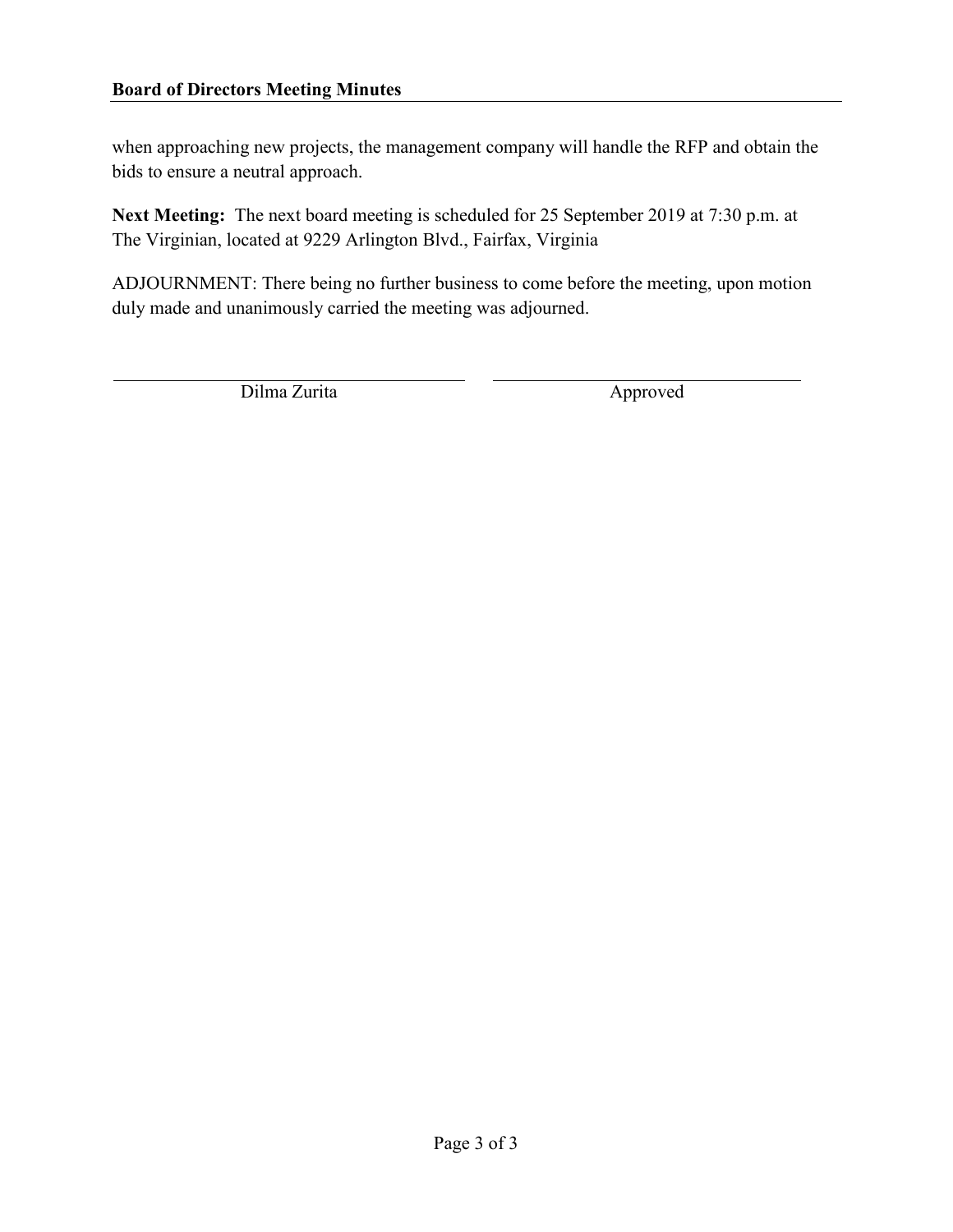when approaching new projects, the management company will handle the RFP and obtain the bids to ensure a neutral approach.

**Next Meeting:** The next board meeting is scheduled for 25 September 2019 at 7:30 p.m. at The Virginian, located at 9229 Arlington Blvd., Fairfax, Virginia

ADJOURNMENT: There being no further business to come before the meeting, upon motion duly made and unanimously carried the meeting was adjourned.

| | |
|---|---|
| Dilma Zurita | Approved |